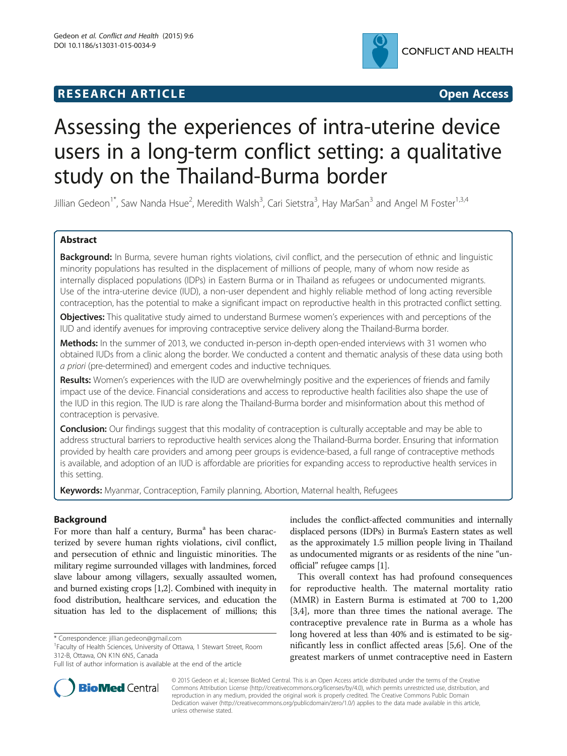**RESEARCH ARTICLE** **Open Access**

# Assessing the experiences of intra-uterine device users in a long-term conflict setting: a qualitative study on the Thailand-Burma border

Jillian Gedeon[1*], Saw Nanda Hsue[2], Meredith Walsh[3], Cari Sietstra[3], Hay MarSan[3] and Angel M Foster[1,3,4]

## Abstract

**Background:** In Burma, severe human rights violations, civil conflict, and the persecution of ethnic and linguistic minority populations has resulted in the displacement of millions of people, many of whom now reside as internally displaced populations (IDPs) in Eastern Burma or in Thailand as refugees or undocumented migrants. Use of the intra-uterine device (IUD), a non-user dependent and highly reliable method of long acting reversible contraception, has the potential to make a significant impact on reproductive health in this protracted conflict setting.

**Objectives:** This qualitative study aimed to understand Burmese women's experiences with and perceptions of the IUD and identify avenues for improving contraceptive service delivery along the Thailand-Burma border.

**Methods:** In the summer of 2013, we conducted in-person in-depth open-ended interviews with 31 women who obtained IUDs from a clinic along the border. We conducted a content and thematic analysis of these data using both *a priori* (pre-determined) and emergent codes and inductive techniques.

**Results:** Women's experiences with the IUD are overwhelmingly positive and the experiences of friends and family impact use of the device. Financial considerations and access to reproductive health facilities also shape the use of the IUD in this region. The IUD is rare along the Thailand-Burma border and misinformation about this method of contraception is pervasive.

**Conclusion:** Our findings suggest that this modality of contraception is culturally acceptable and may be able to address structural barriers to reproductive health services along the Thailand-Burma border. Ensuring that information provided by health care providers and among peer groups is evidence-based, a full range of contraceptive methods is available, and adoption of an IUD is affordable are priorities for expanding access to reproductive health services in this setting.

**Keywords:** Myanmar, Contraception, Family planning, Abortion, Maternal health, Refugees

## Background

For more than half a century, Burma[a] has been characterized by severe human rights violations, civil conflict, and persecution of ethnic and linguistic minorities. The military regime surrounded villages with landmines, forced slave labour among villagers, sexually assaulted women, and burned existing crops [1,2]. Combined with inequity in food distribution, healthcare services, and education the situation has led to the displacement of millions; this includes the conflict-affected communities and internally displaced persons (IDPs) in Burma's Eastern states as well as the approximately 1.5 million people living in Thailand as undocumented migrants or as residents of the nine "unofficial" refugee camps [1].

This overall context has had profound consequences for reproductive health. The maternal mortality ratio (MMR) in Eastern Burma is estimated at 700 to 1,200 [3,4], more than three times the national average. The contraceptive prevalence rate in Burma as a whole has long hovered at less than 40% and is estimated to be significantly less in conflict affected areas [5,6]. One of the greatest markers of unmet contraceptive need in Eastern

\* Correspondence: jillian.gedeon@gmail.com
[1]Faculty of Health Sciences, University of Ottawa, 1 Stewart Street, Room 312-B, Ottawa, ON K1N 6N5, Canada
Full list of author information is available at the end of the article

© 2015 Gedeon et al.; licensee BioMed Central. This is an Open Access article distributed under the terms of the Creative Commons Attribution License (http://creativecommons.org/licenses/by/4.0), which permits unrestricted use, distribution, and reproduction in any medium, provided the original work is properly credited. The Creative Commons Public Domain Dedication waiver (http://creativecommons.org/publicdomain/zero/1.0/) applies to the data made available in this article, unless otherwise stated.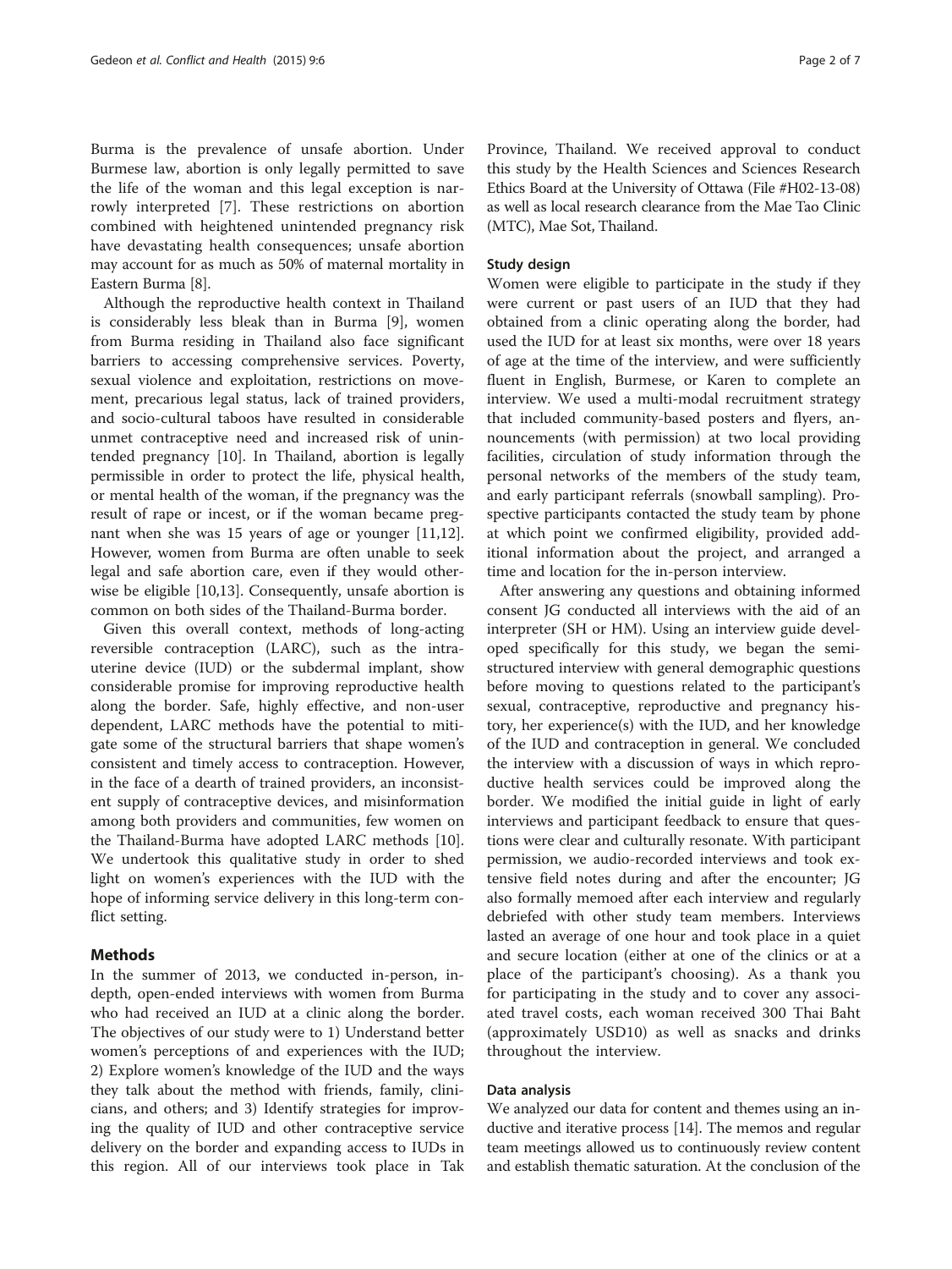Burma is the prevalence of unsafe abortion. Under Burmese law, abortion is only legally permitted to save the life of the woman and this legal exception is narrowly interpreted [7]. These restrictions on abortion combined with heightened unintended pregnancy risk have devastating health consequences; unsafe abortion may account for as much as 50% of maternal mortality in Eastern Burma [8].

Although the reproductive health context in Thailand is considerably less bleak than in Burma [9], women from Burma residing in Thailand also face significant barriers to accessing comprehensive services. Poverty, sexual violence and exploitation, restrictions on movement, precarious legal status, lack of trained providers, and socio-cultural taboos have resulted in considerable unmet contraceptive need and increased risk of unintended pregnancy [10]. In Thailand, abortion is legally permissible in order to protect the life, physical health, or mental health of the woman, if the pregnancy was the result of rape or incest, or if the woman became pregnant when she was 15 years of age or younger [11,12]. However, women from Burma are often unable to seek legal and safe abortion care, even if they would otherwise be eligible [10,13]. Consequently, unsafe abortion is common on both sides of the Thailand-Burma border.

Given this overall context, methods of long-acting reversible contraception (LARC), such as the intrauterine device (IUD) or the subdermal implant, show considerable promise for improving reproductive health along the border. Safe, highly effective, and non-user dependent, LARC methods have the potential to mitigate some of the structural barriers that shape women's consistent and timely access to contraception. However, in the face of a dearth of trained providers, an inconsistent supply of contraceptive devices, and misinformation among both providers and communities, few women on the Thailand-Burma have adopted LARC methods [10]. We undertook this qualitative study in order to shed light on women's experiences with the IUD with the hope of informing service delivery in this long-term conflict setting.

## Methods

In the summer of 2013, we conducted in-person, in-depth, open-ended interviews with women from Burma who had received an IUD at a clinic along the border. The objectives of our study were to 1) Understand better women's perceptions of and experiences with the IUD; 2) Explore women's knowledge of the IUD and the ways they talk about the method with friends, family, clinicians, and others; and 3) Identify strategies for improving the quality of IUD and other contraceptive service delivery on the border and expanding access to IUDs in this region. All of our interviews took place in Tak Province, Thailand. We received approval to conduct this study by the Health Sciences and Sciences Research Ethics Board at the University of Ottawa (File #H02-13-08) as well as local research clearance from the Mae Tao Clinic (MTC), Mae Sot, Thailand.

### Study design

Women were eligible to participate in the study if they were current or past users of an IUD that they had obtained from a clinic operating along the border, had used the IUD for at least six months, were over 18 years of age at the time of the interview, and were sufficiently fluent in English, Burmese, or Karen to complete an interview. We used a multi-modal recruitment strategy that included community-based posters and flyers, announcements (with permission) at two local providing facilities, circulation of study information through the personal networks of the members of the study team, and early participant referrals (snowball sampling). Prospective participants contacted the study team by phone at which point we confirmed eligibility, provided additional information about the project, and arranged a time and location for the in-person interview.

After answering any questions and obtaining informed consent JG conducted all interviews with the aid of an interpreter (SH or HM). Using an interview guide developed specifically for this study, we began the semi-structured interview with general demographic questions before moving to questions related to the participant's sexual, contraceptive, reproductive and pregnancy history, her experience(s) with the IUD, and her knowledge of the IUD and contraception in general. We concluded the interview with a discussion of ways in which reproductive health services could be improved along the border. We modified the initial guide in light of early interviews and participant feedback to ensure that questions were clear and culturally resonate. With participant permission, we audio-recorded interviews and took extensive field notes during and after the encounter; JG also formally memoed after each interview and regularly debriefed with other study team members. Interviews lasted an average of one hour and took place in a quiet and secure location (either at one of the clinics or at a place of the participant's choosing). As a thank you for participating in the study and to cover any associated travel costs, each woman received 300 Thai Baht (approximately USD10) as well as snacks and drinks throughout the interview.

### Data analysis

We analyzed our data for content and themes using an inductive and iterative process [14]. The memos and regular team meetings allowed us to continuously review content and establish thematic saturation. At the conclusion of the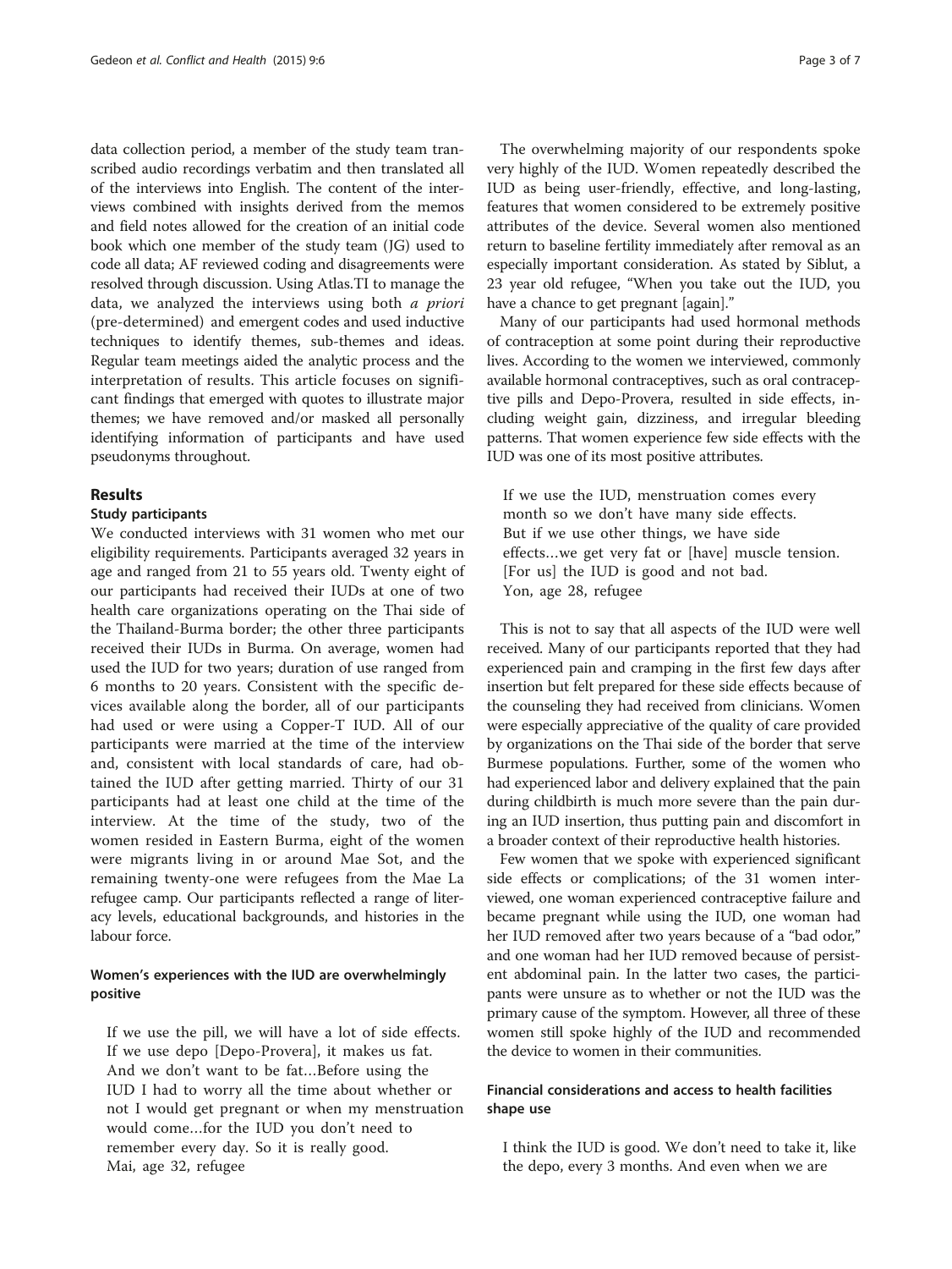data collection period, a member of the study team transcribed audio recordings verbatim and then translated all of the interviews into English. The content of the interviews combined with insights derived from the memos and field notes allowed for the creation of an initial code book which one member of the study team (JG) used to code all data; AF reviewed coding and disagreements were resolved through discussion. Using Atlas.TI to manage the data, we analyzed the interviews using both *a priori* (pre-determined) and emergent codes and used inductive techniques to identify themes, sub-themes and ideas. Regular team meetings aided the analytic process and the interpretation of results. This article focuses on significant findings that emerged with quotes to illustrate major themes; we have removed and/or masked all personally identifying information of participants and have used pseudonyms throughout.

## Results

### Study participants

We conducted interviews with 31 women who met our eligibility requirements. Participants averaged 32 years in age and ranged from 21 to 55 years old. Twenty eight of our participants had received their IUDs at one of two health care organizations operating on the Thai side of the Thailand-Burma border; the other three participants received their IUDs in Burma. On average, women had used the IUD for two years; duration of use ranged from 6 months to 20 years. Consistent with the specific devices available along the border, all of our participants had used or were using a Copper-T IUD. All of our participants were married at the time of the interview and, consistent with local standards of care, had obtained the IUD after getting married. Thirty of our 31 participants had at least one child at the time of the interview. At the time of the study, two of the women resided in Eastern Burma, eight of the women were migrants living in or around Mae Sot, and the remaining twenty-one were refugees from the Mae La refugee camp. Our participants reflected a range of literacy levels, educational backgrounds, and histories in the labour force.

### Women's experiences with the IUD are overwhelmingly positive

> If we use the pill, we will have a lot of side effects. If we use depo [Depo-Provera], it makes us fat. And we don't want to be fat…Before using the IUD I had to worry all the time about whether or not I would get pregnant or when my menstruation would come…for the IUD you don't need to remember every day. So it is really good.
> Mai, age 32, refugee

The overwhelming majority of our respondents spoke very highly of the IUD. Women repeatedly described the IUD as being user-friendly, effective, and long-lasting, features that women considered to be extremely positive attributes of the device. Several women also mentioned return to baseline fertility immediately after removal as an especially important consideration. As stated by Siblut, a 23 year old refugee, "When you take out the IUD, you have a chance to get pregnant [again]."

Many of our participants had used hormonal methods of contraception at some point during their reproductive lives. According to the women we interviewed, commonly available hormonal contraceptives, such as oral contraceptive pills and Depo-Provera, resulted in side effects, including weight gain, dizziness, and irregular bleeding patterns. That women experience few side effects with the IUD was one of its most positive attributes.

> If we use the IUD, menstruation comes every month so we don't have many side effects. But if we use other things, we have side effects…we get very fat or [have] muscle tension. [For us] the IUD is good and not bad.
> Yon, age 28, refugee

This is not to say that all aspects of the IUD were well received. Many of our participants reported that they had experienced pain and cramping in the first few days after insertion but felt prepared for these side effects because of the counseling they had received from clinicians. Women were especially appreciative of the quality of care provided by organizations on the Thai side of the border that serve Burmese populations. Further, some of the women who had experienced labor and delivery explained that the pain during childbirth is much more severe than the pain during an IUD insertion, thus putting pain and discomfort in a broader context of their reproductive health histories.

Few women that we spoke with experienced significant side effects or complications; of the 31 women interviewed, one woman experienced contraceptive failure and became pregnant while using the IUD, one woman had her IUD removed after two years because of a "bad odor," and one woman had her IUD removed because of persistent abdominal pain. In the latter two cases, the participants were unsure as to whether or not the IUD was the primary cause of the symptom. However, all three of these women still spoke highly of the IUD and recommended the device to women in their communities.

### Financial considerations and access to health facilities shape use

> I think the IUD is good. We don't need to take it, like the depo, every 3 months. And even when we are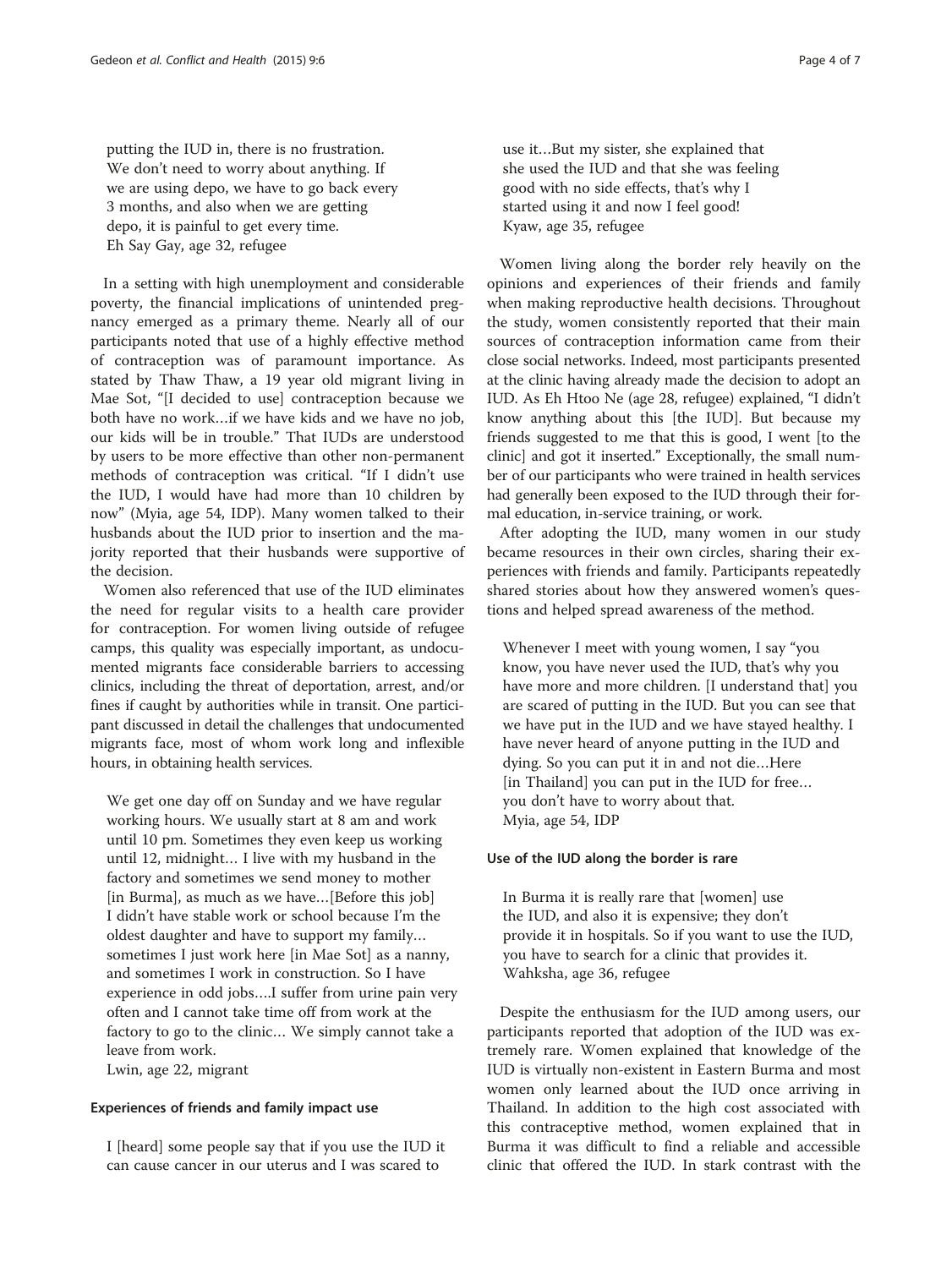> putting the IUD in, there is no frustration. We don't need to worry about anything. If we are using depo, we have to go back every 3 months, and also when we are getting depo, it is painful to get every time.
> Eh Say Gay, age 32, refugee

In a setting with high unemployment and considerable poverty, the financial implications of unintended pregnancy emerged as a primary theme. Nearly all of our participants noted that use of a highly effective method of contraception was of paramount importance. As stated by Thaw Thaw, a 19 year old migrant living in Mae Sot, "[I decided to use] contraception because we both have no work…if we have kids and we have no job, our kids will be in trouble." That IUDs are understood by users to be more effective than other non-permanent methods of contraception was critical. "If I didn't use the IUD, I would have had more than 10 children by now" (Myia, age 54, IDP). Many women talked to their husbands about the IUD prior to insertion and the majority reported that their husbands were supportive of the decision.

Women also referenced that use of the IUD eliminates the need for regular visits to a health care provider for contraception. For women living outside of refugee camps, this quality was especially important, as undocumented migrants face considerable barriers to accessing clinics, including the threat of deportation, arrest, and/or fines if caught by authorities while in transit. One participant discussed in detail the challenges that undocumented migrants face, most of whom work long and inflexible hours, in obtaining health services.

> We get one day off on Sunday and we have regular working hours. We usually start at 8 am and work until 10 pm. Sometimes they even keep us working until 12, midnight… I live with my husband in the factory and sometimes we send money to mother [in Burma], as much as we have…[Before this job] I didn't have stable work or school because I'm the oldest daughter and have to support my family… sometimes I just work here [in Mae Sot] as a nanny, and sometimes I work in construction. So I have experience in odd jobs….I suffer from urine pain very often and I cannot take time off from work at the factory to go to the clinic… We simply cannot take a leave from work.
> Lwin, age 22, migrant

#### Experiences of friends and family impact use

> I [heard] some people say that if you use the IUD it can cause cancer in our uterus and I was scared to use it…But my sister, she explained that she used the IUD and that she was feeling good with no side effects, that's why I started using it and now I feel good!
> Kyaw, age 35, refugee

Women living along the border rely heavily on the opinions and experiences of their friends and family when making reproductive health decisions. Throughout the study, women consistently reported that their main sources of contraception information came from their close social networks. Indeed, most participants presented at the clinic having already made the decision to adopt an IUD. As Eh Htoo Ne (age 28, refugee) explained, "I didn't know anything about this [the IUD]. But because my friends suggested to me that this is good, I went [to the clinic] and got it inserted." Exceptionally, the small number of our participants who were trained in health services had generally been exposed to the IUD through their formal education, in-service training, or work.

After adopting the IUD, many women in our study became resources in their own circles, sharing their experiences with friends and family. Participants repeatedly shared stories about how they answered women's questions and helped spread awareness of the method.

> Whenever I meet with young women, I say "you know, you have never used the IUD, that's why you have more and more children. [I understand that] you are scared of putting in the IUD. But you can see that we have put in the IUD and we have stayed healthy. I have never heard of anyone putting in the IUD and dying. So you can put it in and not die…Here [in Thailand] you can put in the IUD for free… you don't have to worry about that.
> Myia, age 54, IDP

#### Use of the IUD along the border is rare

> In Burma it is really rare that [women] use the IUD, and also it is expensive; they don't provide it in hospitals. So if you want to use the IUD, you have to search for a clinic that provides it.
> Wahksha, age 36, refugee

Despite the enthusiasm for the IUD among users, our participants reported that adoption of the IUD was extremely rare. Women explained that knowledge of the IUD is virtually non-existent in Eastern Burma and most women only learned about the IUD once arriving in Thailand. In addition to the high cost associated with this contraceptive method, women explained that in Burma it was difficult to find a reliable and accessible clinic that offered the IUD. In stark contrast with the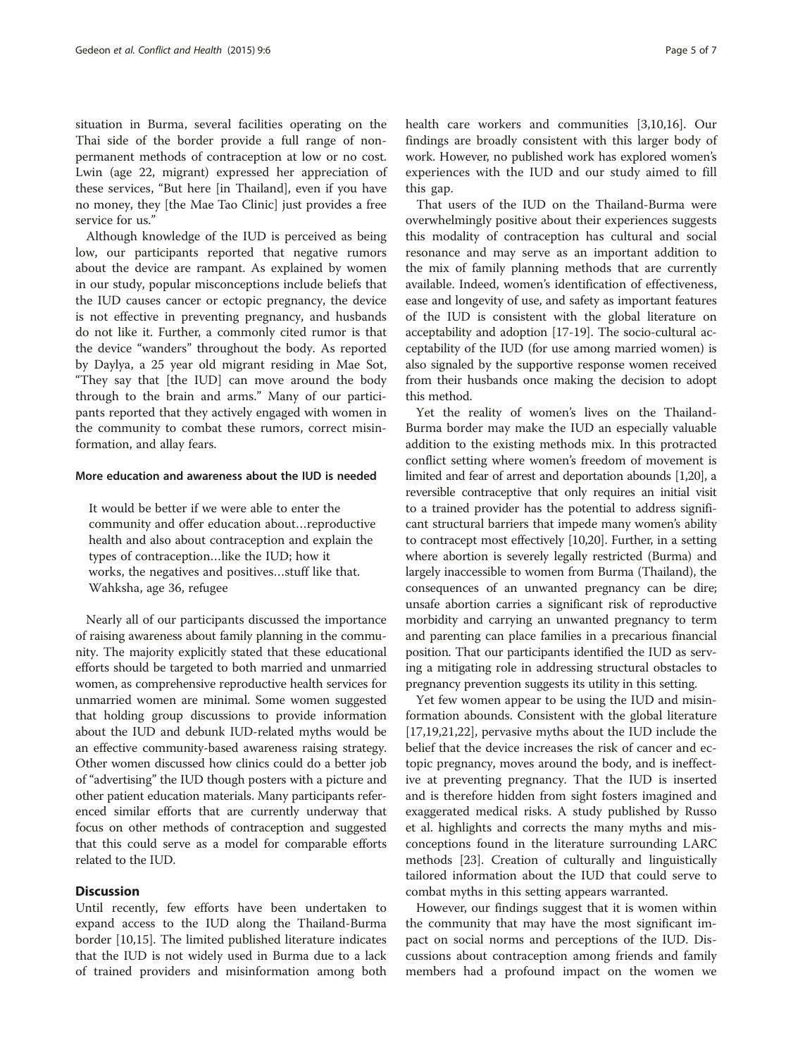situation in Burma, several facilities operating on the Thai side of the border provide a full range of non-permanent methods of contraception at low or no cost. Lwin (age 22, migrant) expressed her appreciation of these services, "But here [in Thailand], even if you have no money, they [the Mae Tao Clinic] just provides a free service for us."

Although knowledge of the IUD is perceived as being low, our participants reported that negative rumors about the device are rampant. As explained by women in our study, popular misconceptions include beliefs that the IUD causes cancer or ectopic pregnancy, the device is not effective in preventing pregnancy, and husbands do not like it. Further, a commonly cited rumor is that the device "wanders" throughout the body. As reported by Daylya, a 25 year old migrant residing in Mae Sot, "They say that [the IUD] can move around the body through to the brain and arms." Many of our participants reported that they actively engaged with women in the community to combat these rumors, correct misinformation, and allay fears.

#### More education and awareness about the IUD is needed

> It would be better if we were able to enter the community and offer education about…reproductive health and also about contraception and explain the types of contraception…like the IUD; how it works, the negatives and positives…stuff like that.
> Wahksha, age 36, refugee

Nearly all of our participants discussed the importance of raising awareness about family planning in the community. The majority explicitly stated that these educational efforts should be targeted to both married and unmarried women, as comprehensive reproductive health services for unmarried women are minimal. Some women suggested that holding group discussions to provide information about the IUD and debunk IUD-related myths would be an effective community-based awareness raising strategy. Other women discussed how clinics could do a better job of "advertising" the IUD though posters with a picture and other patient education materials. Many participants referenced similar efforts that are currently underway that focus on other methods of contraception and suggested that this could serve as a model for comparable efforts related to the IUD.

## Discussion

Until recently, few efforts have been undertaken to expand access to the IUD along the Thailand-Burma border [10,15]. The limited published literature indicates that the IUD is not widely used in Burma due to a lack of trained providers and misinformation among both health care workers and communities [3,10,16]. Our findings are broadly consistent with this larger body of work. However, no published work has explored women's experiences with the IUD and our study aimed to fill this gap.

That users of the IUD on the Thailand-Burma were overwhelmingly positive about their experiences suggests this modality of contraception has cultural and social resonance and may serve as an important addition to the mix of family planning methods that are currently available. Indeed, women's identification of effectiveness, ease and longevity of use, and safety as important features of the IUD is consistent with the global literature on acceptability and adoption [17-19]. The socio-cultural acceptability of the IUD (for use among married women) is also signaled by the supportive response women received from their husbands once making the decision to adopt this method.

Yet the reality of women's lives on the Thailand-Burma border may make the IUD an especially valuable addition to the existing methods mix. In this protracted conflict setting where women's freedom of movement is limited and fear of arrest and deportation abounds [1,20], a reversible contraceptive that only requires an initial visit to a trained provider has the potential to address significant structural barriers that impede many women's ability to contracept most effectively [10,20]. Further, in a setting where abortion is severely legally restricted (Burma) and largely inaccessible to women from Burma (Thailand), the consequences of an unwanted pregnancy can be dire; unsafe abortion carries a significant risk of reproductive morbidity and carrying an unwanted pregnancy to term and parenting can place families in a precarious financial position. That our participants identified the IUD as serving a mitigating role in addressing structural obstacles to pregnancy prevention suggests its utility in this setting.

Yet few women appear to be using the IUD and misinformation abounds. Consistent with the global literature [17,19,21,22], pervasive myths about the IUD include the belief that the device increases the risk of cancer and ectopic pregnancy, moves around the body, and is ineffective at preventing pregnancy. That the IUD is inserted and is therefore hidden from sight fosters imagined and exaggerated medical risks. A study published by Russo et al. highlights and corrects the many myths and misconceptions found in the literature surrounding LARC methods [23]. Creation of culturally and linguistically tailored information about the IUD that could serve to combat myths in this setting appears warranted.

However, our findings suggest that it is women within the community that may have the most significant impact on social norms and perceptions of the IUD. Discussions about contraception among friends and family members had a profound impact on the women we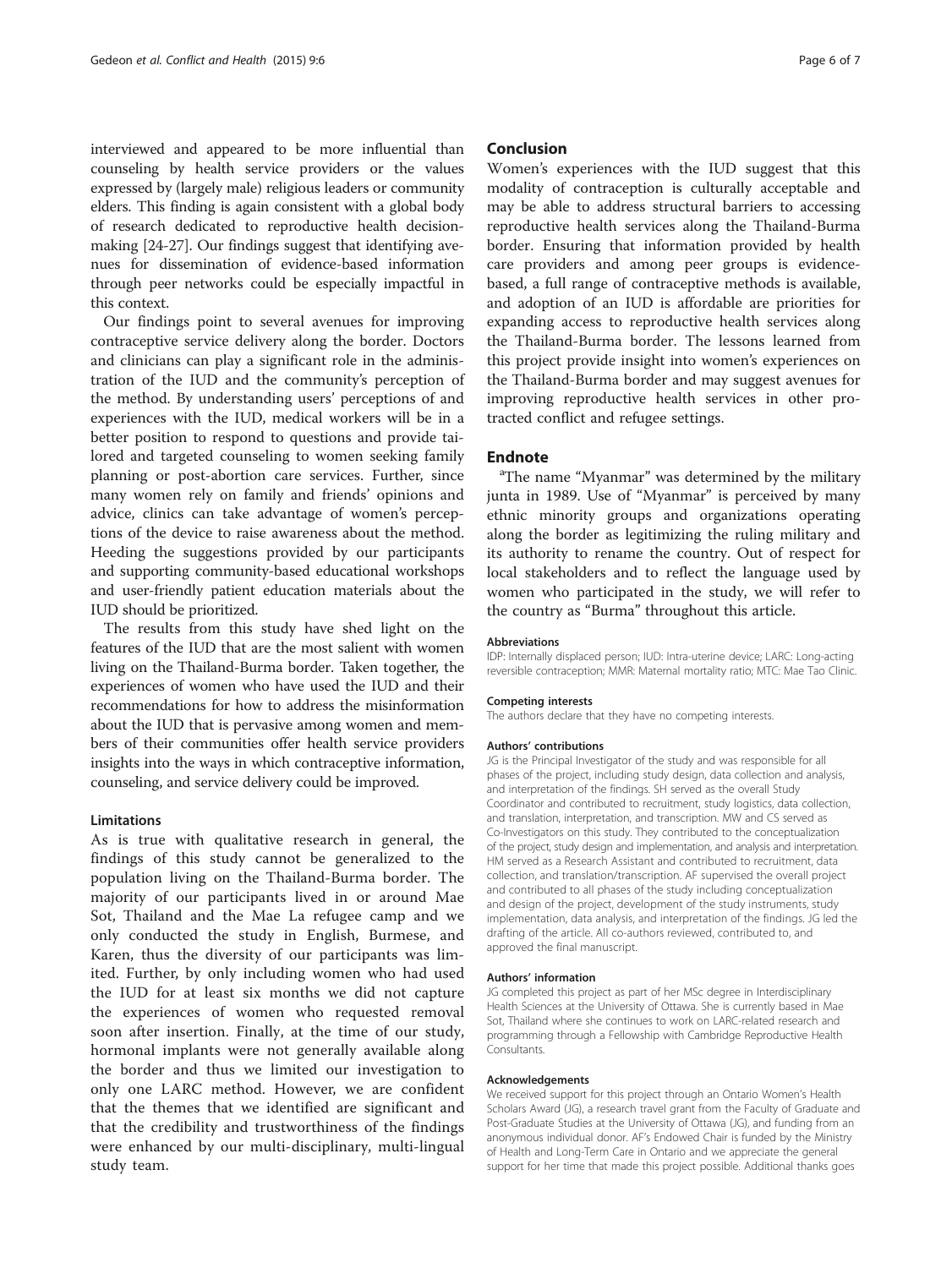interviewed and appeared to be more influential than counseling by health service providers or the values expressed by (largely male) religious leaders or community elders. This finding is again consistent with a global body of research dedicated to reproductive health decision-making [24-27]. Our findings suggest that identifying avenues for dissemination of evidence-based information through peer networks could be especially impactful in this context.

Our findings point to several avenues for improving contraceptive service delivery along the border. Doctors and clinicians can play a significant role in the administration of the IUD and the community's perception of the method. By understanding users' perceptions of and experiences with the IUD, medical workers will be in a better position to respond to questions and provide tailored and targeted counseling to women seeking family planning or post-abortion care services. Further, since many women rely on family and friends' opinions and advice, clinics can take advantage of women's perceptions of the device to raise awareness about the method. Heeding the suggestions provided by our participants and supporting community-based educational workshops and user-friendly patient education materials about the IUD should be prioritized.

The results from this study have shed light on the features of the IUD that are the most salient with women living on the Thailand-Burma border. Taken together, the experiences of women who have used the IUD and their recommendations for how to address the misinformation about the IUD that is pervasive among women and members of their communities offer health service providers insights into the ways in which contraceptive information, counseling, and service delivery could be improved.

### Limitations

As is true with qualitative research in general, the findings of this study cannot be generalized to the population living on the Thailand-Burma border. The majority of our participants lived in or around Mae Sot, Thailand and the Mae La refugee camp and we only conducted the study in English, Burmese, and Karen, thus the diversity of our participants was limited. Further, by only including women who had used the IUD for at least six months we did not capture the experiences of women who requested removal soon after insertion. Finally, at the time of our study, hormonal implants were not generally available along the border and thus we limited our investigation to only one LARC method. However, we are confident that the themes that we identified are significant and that the credibility and trustworthiness of the findings were enhanced by our multi-disciplinary, multi-lingual study team.

## Conclusion

Women's experiences with the IUD suggest that this modality of contraception is culturally acceptable and may be able to address structural barriers to accessing reproductive health services along the Thailand-Burma border. Ensuring that information provided by health care providers and among peer groups is evidence-based, a full range of contraceptive methods is available, and adoption of an IUD is affordable are priorities for expanding access to reproductive health services along the Thailand-Burma border. The lessons learned from this project provide insight into women's experiences on the Thailand-Burma border and may suggest avenues for improving reproductive health services in other protracted conflict and refugee settings.

## Endnote

[a]The name "Myanmar" was determined by the military junta in 1989. Use of "Myanmar" is perceived by many ethnic minority groups and organizations operating along the border as legitimizing the ruling military and its authority to rename the country. Out of respect for local stakeholders and to reflect the language used by women who participated in the study, we will refer to the country as "Burma" throughout this article.

#### Abbreviations

IDP: Internally displaced person; IUD: Intra-uterine device; LARC: Long-acting reversible contraception; MMR: Maternal mortality ratio; MTC: Mae Tao Clinic.

#### Competing interests

The authors declare that they have no competing interests.

#### Authors' contributions

JG is the Principal Investigator of the study and was responsible for all phases of the project, including study design, data collection and analysis, and interpretation of the findings. SH served as the overall Study Coordinator and contributed to recruitment, study logistics, data collection, and translation, interpretation, and transcription. MW and CS served as Co-Investigators on this study. They contributed to the conceptualization of the project, study design and implementation, and analysis and interpretation. HM served as a Research Assistant and contributed to recruitment, data collection, and translation/transcription. AF supervised the overall project and contributed to all phases of the study including conceptualization and design of the project, development of the study instruments, study implementation, data analysis, and interpretation of the findings. JG led the drafting of the article. All co-authors reviewed, contributed to, and approved the final manuscript.

#### Authors' information

JG completed this project as part of her MSc degree in Interdisciplinary Health Sciences at the University of Ottawa. She is currently based in Mae Sot, Thailand where she continues to work on LARC-related research and programming through a Fellowship with Cambridge Reproductive Health Consultants.

#### Acknowledgements

We received support for this project through an Ontario Women's Health Scholars Award (JG), a research travel grant from the Faculty of Graduate and Post-Graduate Studies at the University of Ottawa (JG), and funding from an anonymous individual donor. AF's Endowed Chair is funded by the Ministry of Health and Long-Term Care in Ontario and we appreciate the general support for her time that made this project possible. Additional thanks goes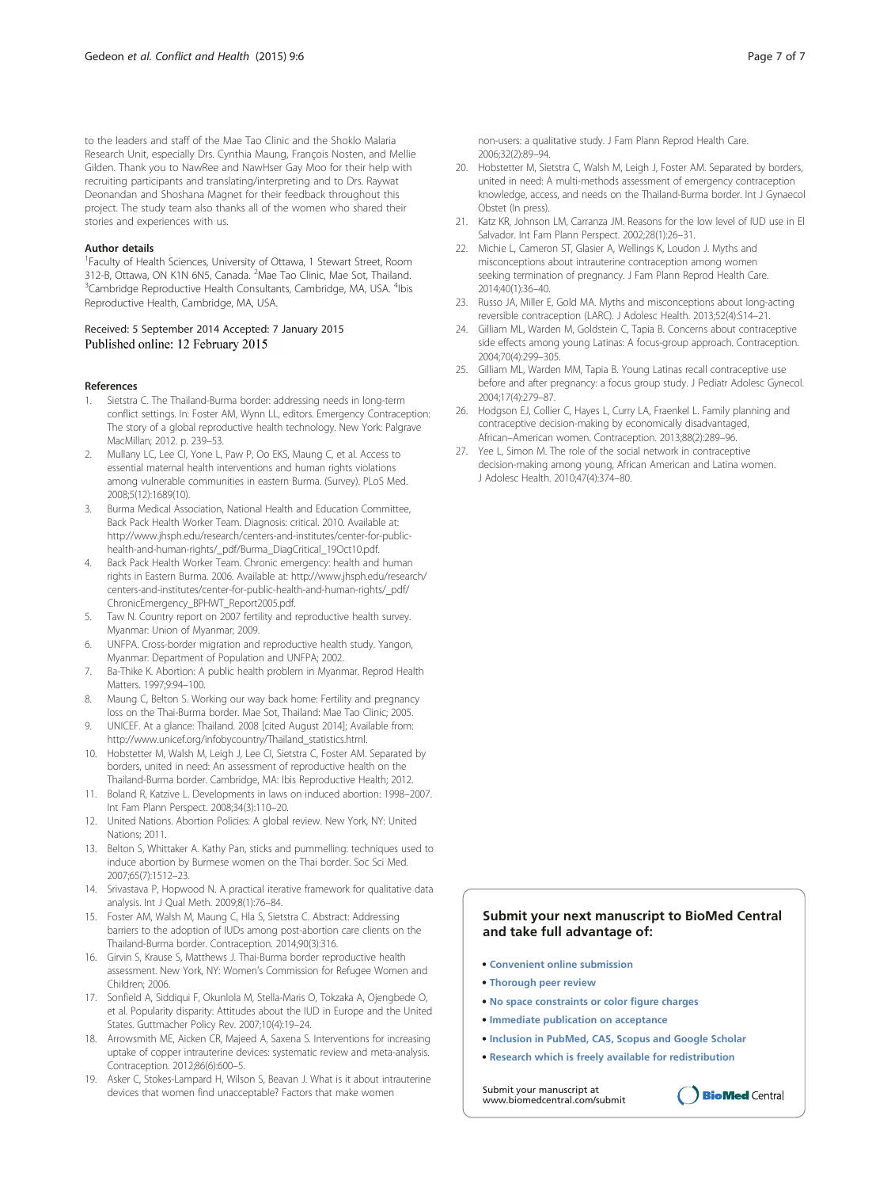to the leaders and staff of the Mae Tao Clinic and the Shoklo Malaria Research Unit, especially Drs. Cynthia Maung, François Nosten, and Mellie Gilden. Thank you to NawRee and NawHser Gay Moo for their help with recruiting participants and translating/interpreting and to Drs. Raywat Deonandan and Shoshana Magnet for their feedback throughout this project. The study team also thanks all of the women who shared their stories and experiences with us.

#### Author details

[1]Faculty of Health Sciences, University of Ottawa, 1 Stewart Street, Room 312-B, Ottawa, ON K1N 6N5, Canada. [2]Mae Tao Clinic, Mae Sot, Thailand. [3]Cambridge Reproductive Health Consultants, Cambridge, MA, USA. [4]Ibis Reproductive Health, Cambridge, MA, USA.

Received: 5 September 2014 Accepted: 7 January 2015
Published online: 12 February 2015

#### References

1. Sietstra C. The Thailand-Burma border: addressing needs in long-term conflict settings. In: Foster AM, Wynn LL, editors. Emergency Contraception: The story of a global reproductive health technology. New York: Palgrave MacMillan; 2012. p. 239–53.
2. Mullany LC, Lee CI, Yone L, Paw P, Oo EKS, Maung C, et al. Access to essential maternal health interventions and human rights violations among vulnerable communities in eastern Burma. (Survey). PLoS Med. 2008;5(12):1689(10).
3. Burma Medical Association, National Health and Education Committee, Back Pack Health Worker Team. Diagnosis: critical. 2010. Available at: http://www.jhsph.edu/research/centers-and-institutes/center-for-public-health-and-human-rights/_pdf/Burma_DiagCritical_19Oct10.pdf.
4. Back Pack Health Worker Team. Chronic emergency: health and human rights in Eastern Burma. 2006. Available at: http://www.jhsph.edu/research/centers-and-institutes/center-for-public-health-and-human-rights/_pdf/ChronicEmergency_BPHWT_Report2005.pdf.
5. Taw N. Country report on 2007 fertility and reproductive health survey. Myanmar: Union of Myanmar; 2009.
6. UNFPA. Cross-border migration and reproductive health study. Yangon, Myanmar: Department of Population and UNFPA; 2002.
7. Ba-Thike K. Abortion: A public health problem in Myanmar. Reprod Health Matters. 1997;9:94–100.
8. Maung C, Belton S. Working our way back home: Fertility and pregnancy loss on the Thai-Burma border. Mae Sot, Thailand: Mae Tao Clinic; 2005.
9. UNICEF. At a glance: Thailand. 2008 [cited August 2014]; Available from: http://www.unicef.org/infobycountry/Thailand_statistics.html.
10. Hobstetter M, Walsh M, Leigh J, Lee CI, Sietstra C, Foster AM. Separated by borders, united in need: An assessment of reproductive health on the Thailand-Burma border. Cambridge, MA: Ibis Reproductive Health; 2012.
11. Boland R, Katzive L. Developments in laws on induced abortion: 1998–2007. Int Fam Plann Perspect. 2008;34(3):110–20.
12. United Nations. Abortion Policies: A global review. New York, NY: United Nations; 2011.
13. Belton S, Whittaker A. Kathy Pan, sticks and pummelling: techniques used to induce abortion by Burmese women on the Thai border. Soc Sci Med. 2007;65(7):1512–23.
14. Srivastava P, Hopwood N. A practical iterative framework for qualitative data analysis. Int J Qual Meth. 2009;8(1):76–84.
15. Foster AM, Walsh M, Maung C, Hla S, Sietstra C. Abstract: Addressing barriers to the adoption of IUDs among post-abortion care clients on the Thailand-Burma border. Contraception. 2014;90(3):316.
16. Girvin S, Krause S, Matthews J. Thai-Burma border reproductive health assessment. New York, NY: Women's Commission for Refugee Women and Children; 2006.
17. Sonfield A, Siddiqui F, Okunlola M, Stella-Maris O, Tokzaka A, Ojengbede O, et al. Popularity disparity: Attitudes about the IUD in Europe and the United States. Guttmacher Policy Rev. 2007;10(4):19–24.
18. Arrowsmith ME, Aicken CR, Majeed A, Saxena S. Interventions for increasing uptake of copper intrauterine devices: systematic review and meta-analysis. Contraception. 2012;86(6):600–5.
19. Asker C, Stokes-Lampard H, Wilson S, Beavan J. What is it about intrauterine devices that women find unacceptable? Factors that make women non-users: a qualitative study. J Fam Plann Reprod Health Care. 2006;32(2):89–94.
20. Hobstetter M, Sietstra C, Walsh M, Leigh J, Foster AM. Separated by borders, united in need: A multi-methods assessment of emergency contraception knowledge, access, and needs on the Thailand-Burma border. Int J Gynaecol Obstet (In press).
21. Katz KR, Johnson LM, Carranza JM. Reasons for the low level of IUD use in El Salvador. Int Fam Plann Perspect. 2002;28(1):26–31.
22. Michie L, Cameron ST, Glasier A, Wellings K, Loudon J. Myths and misconceptions about intrauterine contraception among women seeking termination of pregnancy. J Fam Plann Reprod Health Care. 2014;40(1):36–40.
23. Russo JA, Miller E, Gold MA. Myths and misconceptions about long-acting reversible contraception (LARC). J Adolesc Health. 2013;52(4):S14–21.
24. Gilliam ML, Warden M, Goldstein C, Tapia B. Concerns about contraceptive side effects among young Latinas: A focus-group approach. Contraception. 2004;70(4):299–305.
25. Gilliam ML, Warden MM, Tapia B. Young Latinas recall contraceptive use before and after pregnancy: a focus group study. J Pediatr Adolesc Gynecol. 2004;17(4):279–87.
26. Hodgson EJ, Collier C, Hayes L, Curry LA, Fraenkel L. Family planning and contraceptive decision-making by economically disadvantaged, African–American women. Contraception. 2013;88(2):289–96.
27. Yee L, Simon M. The role of the social network in contraceptive decision-making among young, African American and Latina women. J Adolesc Health. 2010;47(4):374–80.

**Submit your next manuscript to BioMed Central and take full advantage of:**

- **Convenient online submission**
- **Thorough peer review**
- **No space constraints or color figure charges**
- **Immediate publication on acceptance**
- **Inclusion in PubMed, CAS, Scopus and Google Scholar**
- **Research which is freely available for redistribution**

Submit your manuscript at
www.biomedcentral.com/submit

BioMed Central